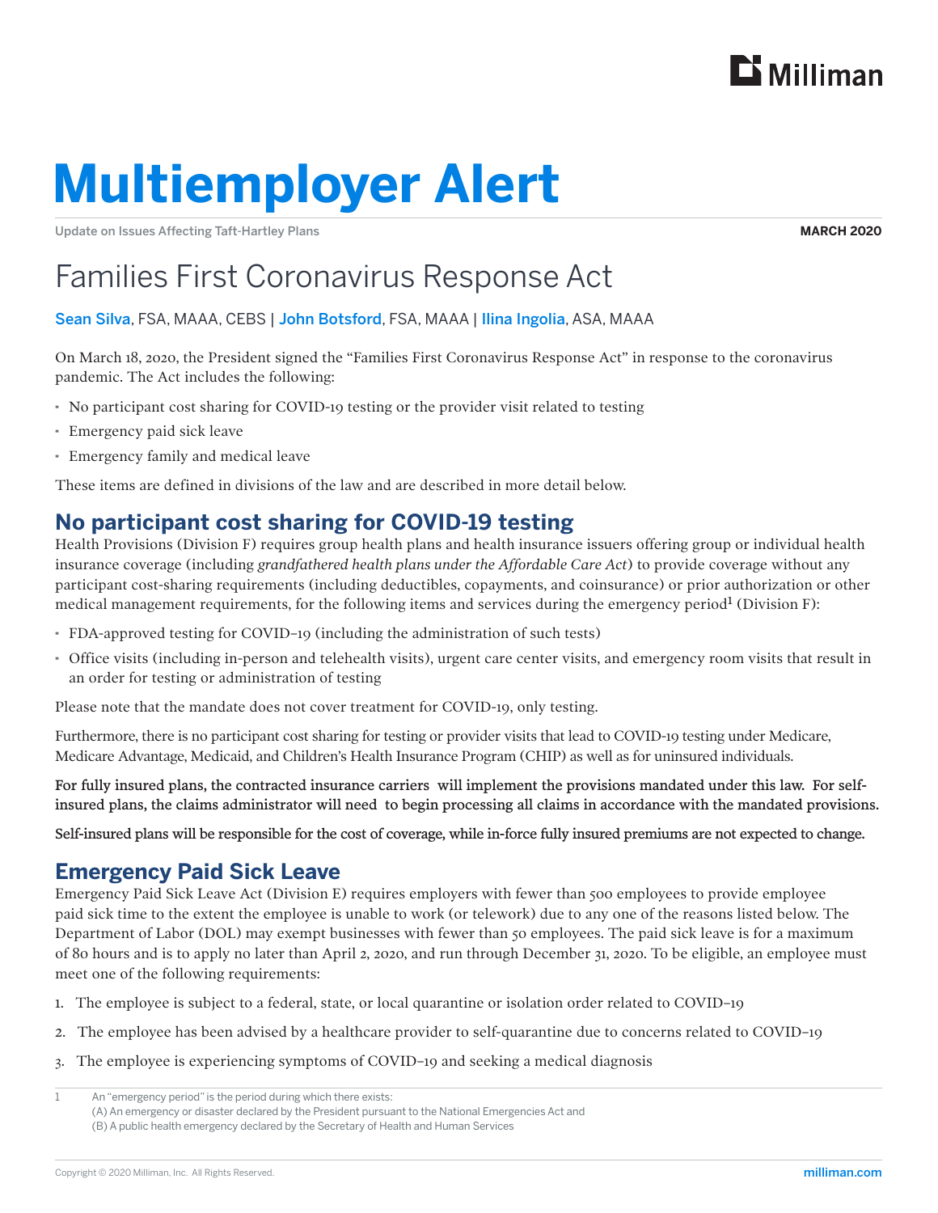# Multiemployer Alert

Update on Issues Affecting Taft-Hartley Plans

**MARCH 2020**

## Families First Coronavirus Response Act

Sean Silva, FSA, MAAA, CEBS | John Botsford, FSA, MAAA | Ilina Ingolia, ASA, MAAA

On March 18, 2020, the President signed the "Families First Coronavirus Response Act" in response to the coronavirus pandemic. The Act includes the following:

- No participant cost sharing for COVID-19 testing or the provider visit related to testing
- Emergency paid sick leave
- Emergency family and medical leave

These items are defined in divisions of the law and are described in more detail below.

### No participant cost sharing for COVID-19 testing

Health Provisions (Division F) requires group health plans and health insurance issuers offering group or individual health insurance coverage (including *grandfathered health plans under the Affordable Care Act*) to provide coverage without any participant cost-sharing requirements (including deductibles, copayments, and coinsurance) or prior authorization or other medical management requirements, for the following items and services during the emergency period[1] (Division F):

- FDA-approved testing for COVID–19 (including the administration of such tests)
- Office visits (including in-person and telehealth visits), urgent care center visits, and emergency room visits that result in an order for testing or administration of testing

Please note that the mandate does not cover treatment for COVID-19, only testing.

Furthermore, there is no participant cost sharing for testing or provider visits that lead to COVID-19 testing under Medicare, Medicare Advantage, Medicaid, and Children's Health Insurance Program (CHIP) as well as for uninsured individuals.

**For fully insured plans, the contracted insurance carriers will implement the provisions mandated under this law. For self-insured plans, the claims administrator will need to begin processing all claims in accordance with the mandated provisions.**

**Self-insured plans will be responsible for the cost of coverage, while in-force fully insured premiums are not expected to change.**

### Emergency Paid Sick Leave

Emergency Paid Sick Leave Act (Division E) requires employers with fewer than 500 employees to provide employee paid sick time to the extent the employee is unable to work (or telework) due to any one of the reasons listed below. The Department of Labor (DOL) may exempt businesses with fewer than 50 employees. The paid sick leave is for a maximum of 80 hours and is to apply no later than April 2, 2020, and run through December 31, 2020. To be eligible, an employee must meet one of the following requirements:

1. The employee is subject to a federal, state, or local quarantine or isolation order related to COVID–19
2. The employee has been advised by a healthcare provider to self-quarantine due to concerns related to COVID–19
3. The employee is experiencing symptoms of COVID–19 and seeking a medical diagnosis

---

1 An "emergency period" is the period during which there exists:
(A) An emergency or disaster declared by the President pursuant to the National Emergencies Act and
(B) A public health emergency declared by the Secretary of Health and Human Services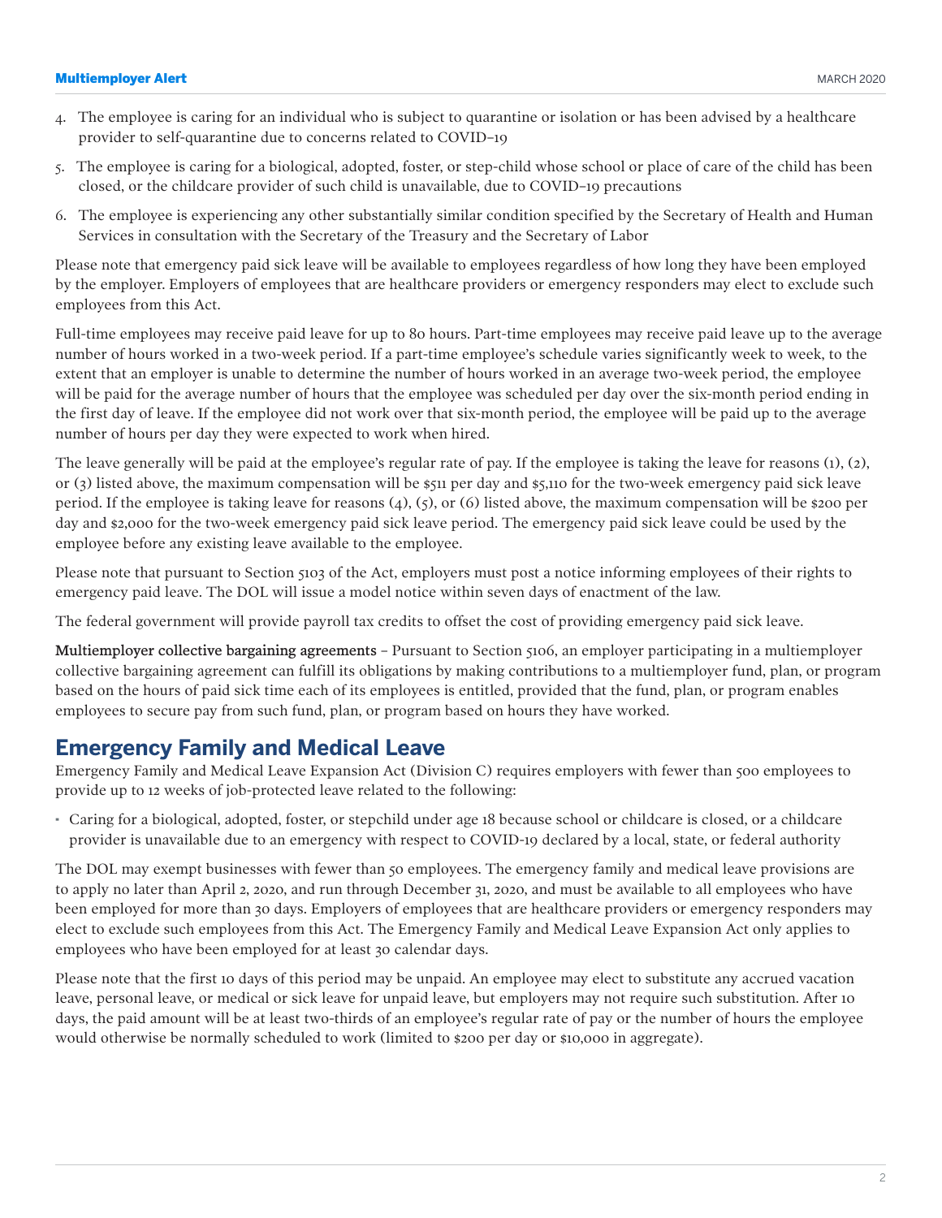4. The employee is caring for an individual who is subject to quarantine or isolation or has been advised by a healthcare provider to self-quarantine due to concerns related to COVID–19
5. The employee is caring for a biological, adopted, foster, or step-child whose school or place of care of the child has been closed, or the childcare provider of such child is unavailable, due to COVID–19 precautions
6. The employee is experiencing any other substantially similar condition specified by the Secretary of Health and Human Services in consultation with the Secretary of the Treasury and the Secretary of Labor

Please note that emergency paid sick leave will be available to employees regardless of how long they have been employed by the employer. Employers of employees that are healthcare providers or emergency responders may elect to exclude such employees from this Act.

Full-time employees may receive paid leave for up to 80 hours. Part-time employees may receive paid leave up to the average number of hours worked in a two-week period. If a part-time employee's schedule varies significantly week to week, to the extent that an employer is unable to determine the number of hours worked in an average two-week period, the employee will be paid for the average number of hours that the employee was scheduled per day over the six-month period ending in the first day of leave. If the employee did not work over that six-month period, the employee will be paid up to the average number of hours per day they were expected to work when hired.

The leave generally will be paid at the employee's regular rate of pay. If the employee is taking the leave for reasons (1), (2), or (3) listed above, the maximum compensation will be $511 per day and $5,110 for the two-week emergency paid sick leave period. If the employee is taking leave for reasons (4), (5), or (6) listed above, the maximum compensation will be $200 per day and $2,000 for the two-week emergency paid sick leave period. The emergency paid sick leave could be used by the employee before any existing leave available to the employee.

Please note that pursuant to Section 5103 of the Act, employers must post a notice informing employees of their rights to emergency paid leave. The DOL will issue a model notice within seven days of enactment of the law.

The federal government will provide payroll tax credits to offset the cost of providing emergency paid sick leave.

**Multiemployer collective bargaining agreements** – Pursuant to Section 5106, an employer participating in a multiemployer collective bargaining agreement can fulfill its obligations by making contributions to a multiemployer fund, plan, or program based on the hours of paid sick time each of its employees is entitled, provided that the fund, plan, or program enables employees to secure pay from such fund, plan, or program based on hours they have worked.

## Emergency Family and Medical Leave

Emergency Family and Medical Leave Expansion Act (Division C) requires employers with fewer than 500 employees to provide up to 12 weeks of job-protected leave related to the following:

- Caring for a biological, adopted, foster, or stepchild under age 18 because school or childcare is closed, or a childcare provider is unavailable due to an emergency with respect to COVID-19 declared by a local, state, or federal authority

The DOL may exempt businesses with fewer than 50 employees. The emergency family and medical leave provisions are to apply no later than April 2, 2020, and run through December 31, 2020, and must be available to all employees who have been employed for more than 30 days. Employers of employees that are healthcare providers or emergency responders may elect to exclude such employees from this Act. The Emergency Family and Medical Leave Expansion Act only applies to employees who have been employed for at least 30 calendar days.

Please note that the first 10 days of this period may be unpaid. An employee may elect to substitute any accrued vacation leave, personal leave, or medical or sick leave for unpaid leave, but employers may not require such substitution. After 10 days, the paid amount will be at least two-thirds of an employee's regular rate of pay or the number of hours the employee would otherwise be normally scheduled to work (limited to $200 per day or $10,000 in aggregate).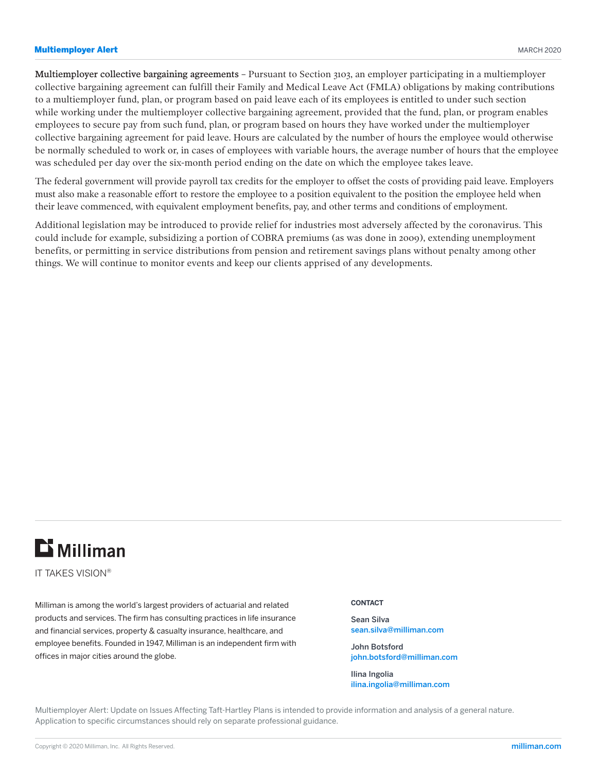**Multiemployer collective bargaining agreements** – Pursuant to Section 3103, an employer participating in a multiemployer collective bargaining agreement can fulfill their Family and Medical Leave Act (FMLA) obligations by making contributions to a multiemployer fund, plan, or program based on paid leave each of its employees is entitled to under such section while working under the multiemployer collective bargaining agreement, provided that the fund, plan, or program enables employees to secure pay from such fund, plan, or program based on hours they have worked under the multiemployer collective bargaining agreement for paid leave. Hours are calculated by the number of hours the employee would otherwise be normally scheduled to work or, in cases of employees with variable hours, the average number of hours that the employee was scheduled per day over the six-month period ending on the date on which the employee takes leave.

The federal government will provide payroll tax credits for the employer to offset the costs of providing paid leave. Employers must also make a reasonable effort to restore the employee to a position equivalent to the position the employee held when their leave commenced, with equivalent employment benefits, pay, and other terms and conditions of employment.

Additional legislation may be introduced to provide relief for industries most adversely affected by the coronavirus. This could include for example, subsidizing a portion of COBRA premiums (as was done in 2009), extending unemployment benefits, or permitting in service distributions from pension and retirement savings plans without penalty among other things. We will continue to monitor events and keep our clients apprised of any developments.

**Milliman**

IT TAKES VISION®

Milliman is among the world's largest providers of actuarial and related products and services. The firm has consulting practices in life insurance and financial services, property & casualty insurance, healthcare, and employee benefits. Founded in 1947, Milliman is an independent firm with offices in major cities around the globe.

**CONTACT**

Sean Silva
sean.silva@milliman.com

John Botsford
john.botsford@milliman.com

Ilina Ingolia
ilina.ingolia@milliman.com

Multiemployer Alert: Update on Issues Affecting Taft-Hartley Plans is intended to provide information and analysis of a general nature. Application to specific circumstances should rely on separate professional guidance.

Copyright © 2020 Milliman, Inc. All Rights Reserved.

milliman.com